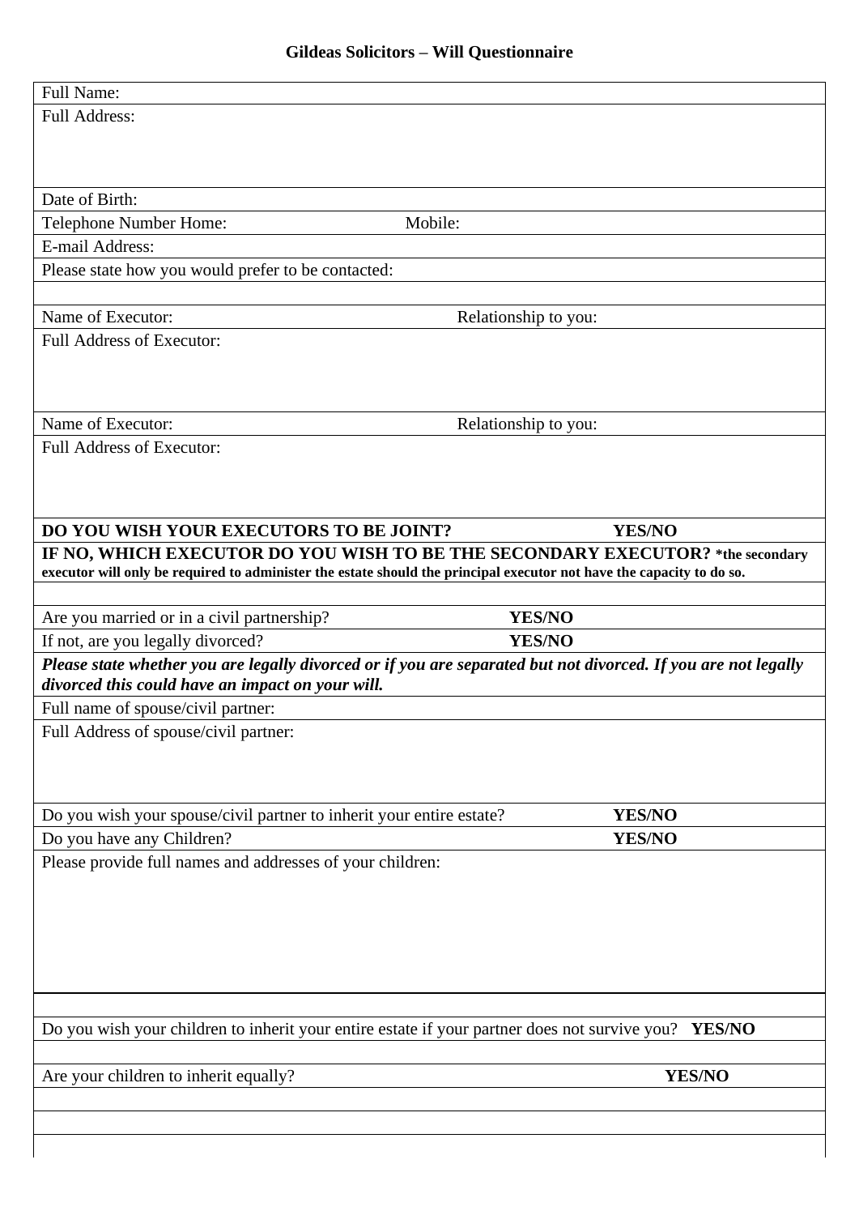**Gildeas Solicitors – Will Questionnaire**

| | |
|---|---|
| Full Name: | |
| Full Address: | |
| Date of Birth: | |
| Telephone Number Home: | Mobile: |
| E-mail Address: | |
| Please state how you would prefer to be contacted: | |
| | |
| Name of Executor: | Relationship to you: |
| Full Address of Executor: | |
| Name of Executor: | Relationship to you: |
| Full Address of Executor: | |
| **DO YOU WISH YOUR EXECUTORS TO BE JOINT?** | **YES/NO** |
| **IF NO, WHICH EXECUTOR DO YOU WISH TO BE THE SECONDARY EXECUTOR? *the secondary executor will only be required to administer the estate should the principal executor not have the capacity to do so.** | |
| | |
| Are you married or in a civil partnership? | **YES/NO** |
| If not, are you legally divorced? | **YES/NO** |
| ***Please state whether you are legally divorced or if you are separated but not divorced. If you are not legally divorced this could have an impact on your will.*** | |
| Full name of spouse/civil partner: | |
| Full Address of spouse/civil partner: | |
| Do you wish your spouse/civil partner to inherit your entire estate? | **YES/NO** |
| Do you have any Children? | **YES/NO** |
| Please provide full names and addresses of your children: | |
| | |
| Do you wish your children to inherit your entire estate if your partner does not survive you? | **YES/NO** |
| | |
| Are your children to inherit equally? | **YES/NO** |
| | |
| | |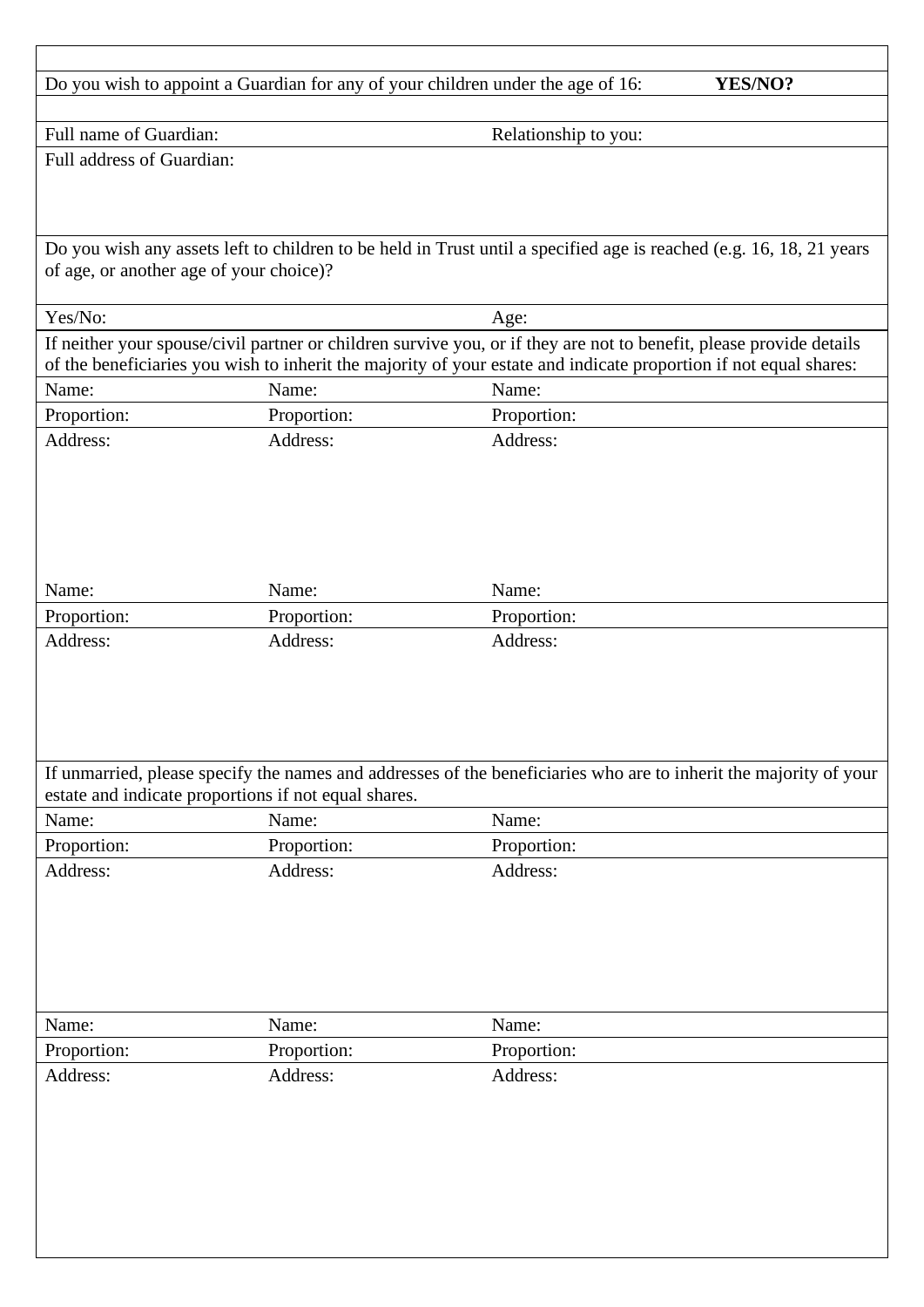| | | |
|---|---|---|
| Do you wish to appoint a Guardian for any of your children under the age of 16: **YES/NO?** | | |
| Full name of Guardian: | | Relationship to you: |
| Full address of Guardian: | | |
| Do you wish any assets left to children to be held in Trust until a specified age is reached (e.g. 16, 18, 21 years of age, or another age of your choice)? | | |
| Yes/No: | | Age: |
| If neither your spouse/civil partner or children survive you, or if they are not to benefit, please provide details of the beneficiaries you wish to inherit the majority of your estate and indicate proportion if not equal shares: | | |
| Name: | Name: | Name: |
| Proportion: | Proportion: | Proportion: |
| Address: | Address: | Address: |
| Name: | Name: | Name: |
| Proportion: | Proportion: | Proportion: |
| Address: | Address: | Address: |
| If unmarried, please specify the names and addresses of the beneficiaries who are to inherit the majority of your estate and indicate proportions if not equal shares. | | |
| Name: | Name: | Name: |
| Proportion: | Proportion: | Proportion: |
| Address: | Address: | Address: |
| Name: | Name: | Name: |
| Proportion: | Proportion: | Proportion: |
| Address: | Address: | Address: |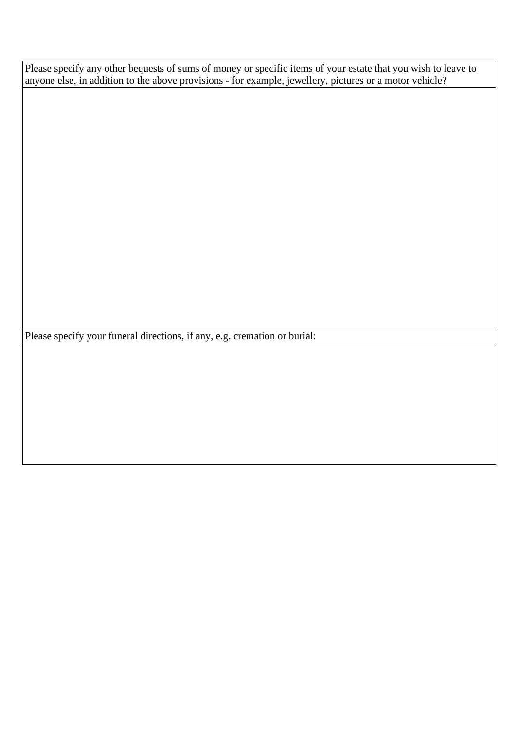| Please specify any other bequests of sums of money or specific items of your estate that you wish to leave to anyone else, in addition to the above provisions - for example, jewellery, pictures or a motor vehicle? |
| --- |
| |
| Please specify your funeral directions, if any, e.g. cremation or burial: |
| |